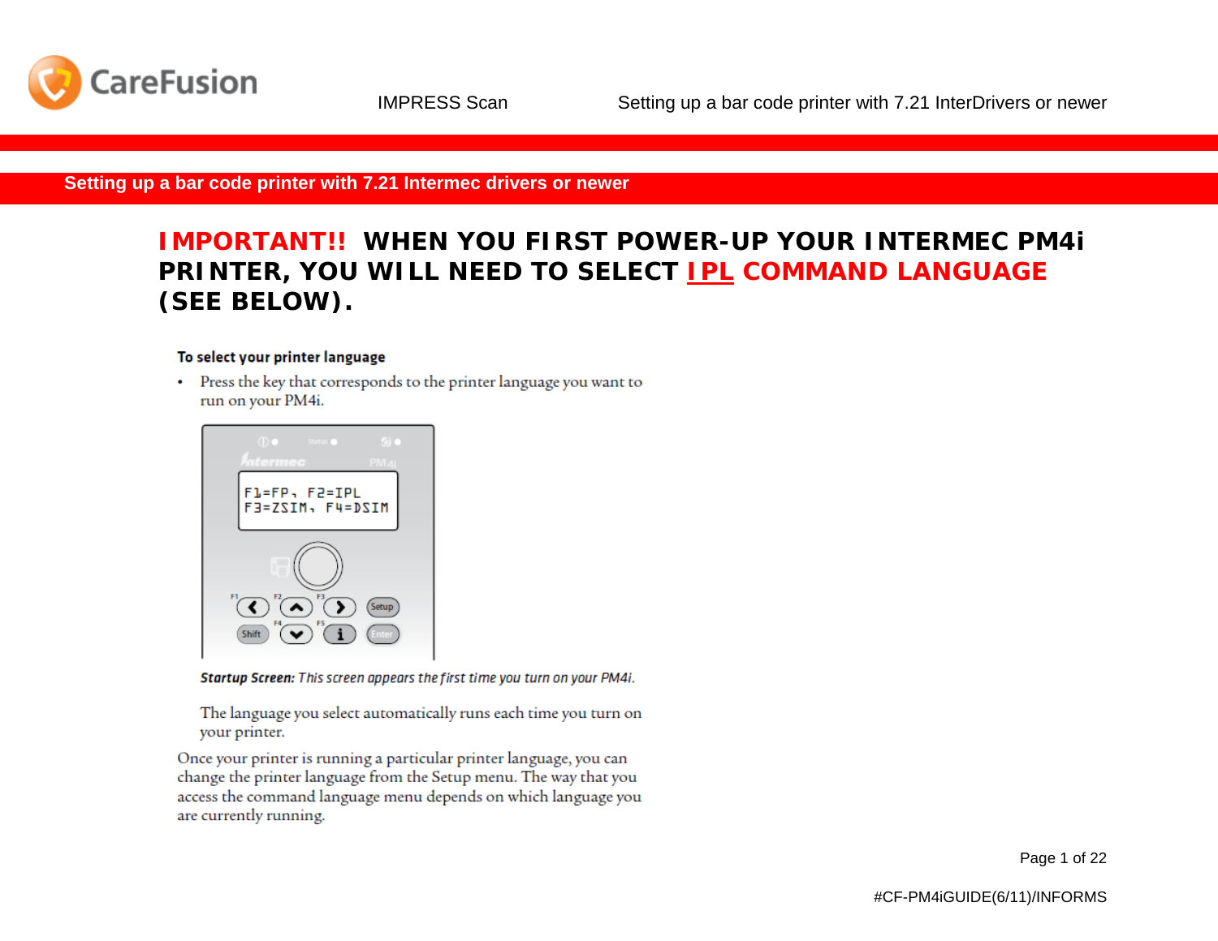## Setting up a bar code printer with 7.21 Intermec drivers or newer

**IMPORTANT!! WHEN YOU FIRST POWER-UP YOUR INTERMEC PM4i PRINTER, YOU WILL NEED TO SELECT IPL COMMAND LANGUAGE (SEE BELOW).**

**To select your printer language**

- Press the key that corresponds to the printer language you want to run on your PM4i.

```
F1=FP, F2=IPL
F3=ZSIM, F4=DSIM
```

***Startup Screen:*** *This screen appears the first time you turn on your PM4i.*

The language you select automatically runs each time you turn on your printer.

Once your printer is running a particular printer language, you can change the printer language from the Setup menu. The way that you access the command language menu depends on which language you are currently running.

#CF-PM4iGUIDE(6/11)/INFORMS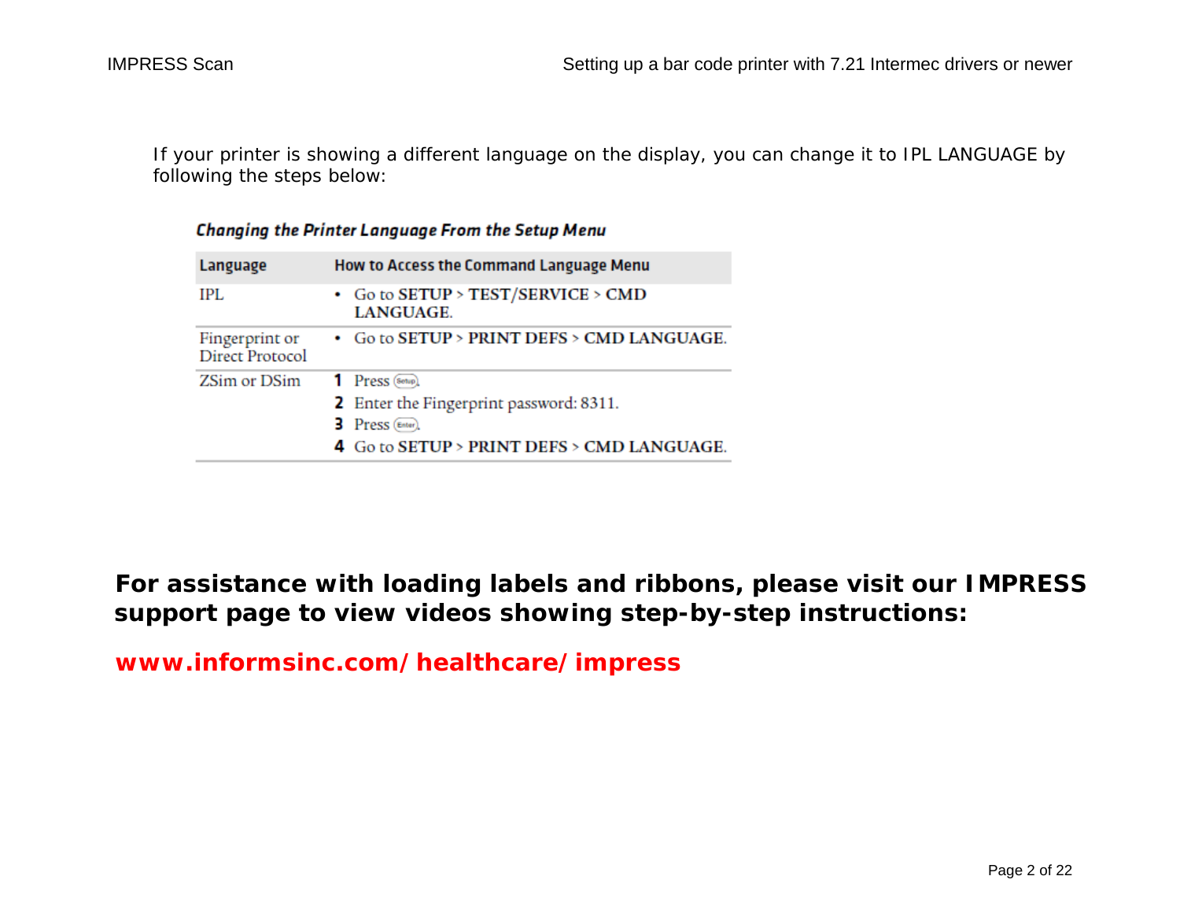If your printer is showing a different language on the display, you can change it to IPL LANGUAGE by following the steps below:

***Changing the Printer Language From the Setup Menu***

| Language | How to Access the Command Language Menu |
|---|---|
| IPL | • Go to **SETUP** > **TEST/SERVICE** > **CMD LANGUAGE**. |
| Fingerprint or Direct Protocol | • Go to **SETUP** > **PRINT DEFS** > **CMD LANGUAGE**. |
| ZSim or DSim | **1** Press (Setup).<br>**2** Enter the Fingerprint password: 8311.<br>**3** Press (Enter).<br>**4** Go to **SETUP** > **PRINT DEFS** > **CMD LANGUAGE**. |

**For assistance with loading labels and ribbons, please visit our IMPRESS support page to view videos showing step-by-step instructions:**

**www.informsinc.com/healthcare/impress**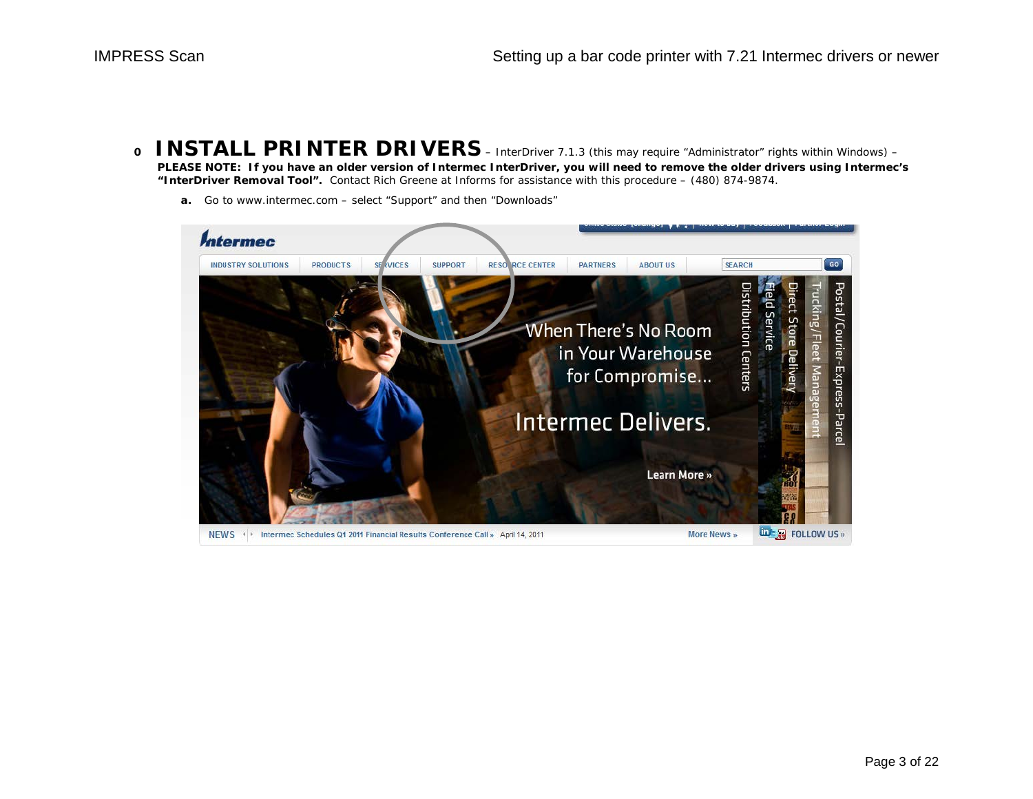- **INSTALL PRINTER DRIVERS** – InterDriver 7.1.3 (this may require "Administrator" rights within Windows) – **PLEASE NOTE: If you have an older version of Intermec InterDriver, you will need to remove the older drivers using Intermec's "InterDriver Removal Tool".** Contact Rich Greene at Informs for assistance with this procedure – (480) 874-9874.

  **a.** Go to www.intermec.com – select "Support" and then "Downloads"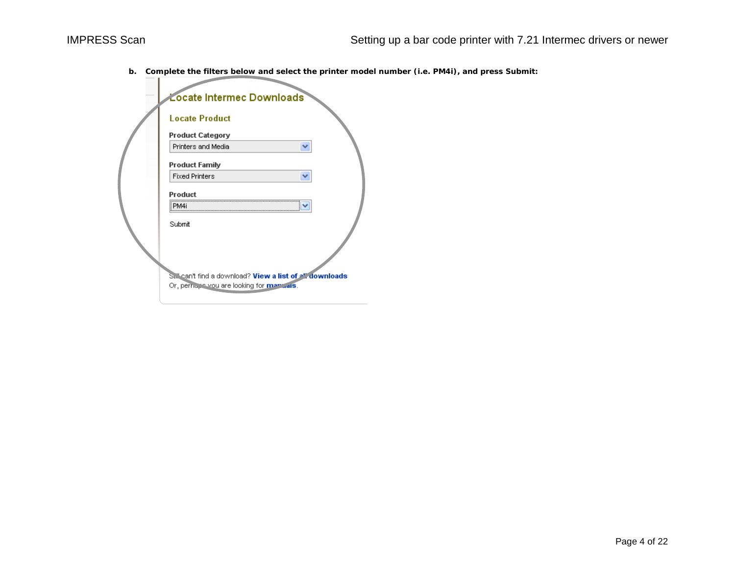**b. Complete the filters below and select the printer model number (i.e. PM4i), and press Submit:**

Locate Intermec Downloads

Locate Product

Product Category

Printers and Media

Product Family

Fixed Printers

Product

PM4i

Submit

Still can't find a download? **View a list of all downloads**

Or, perhaps you are looking for **manuals**.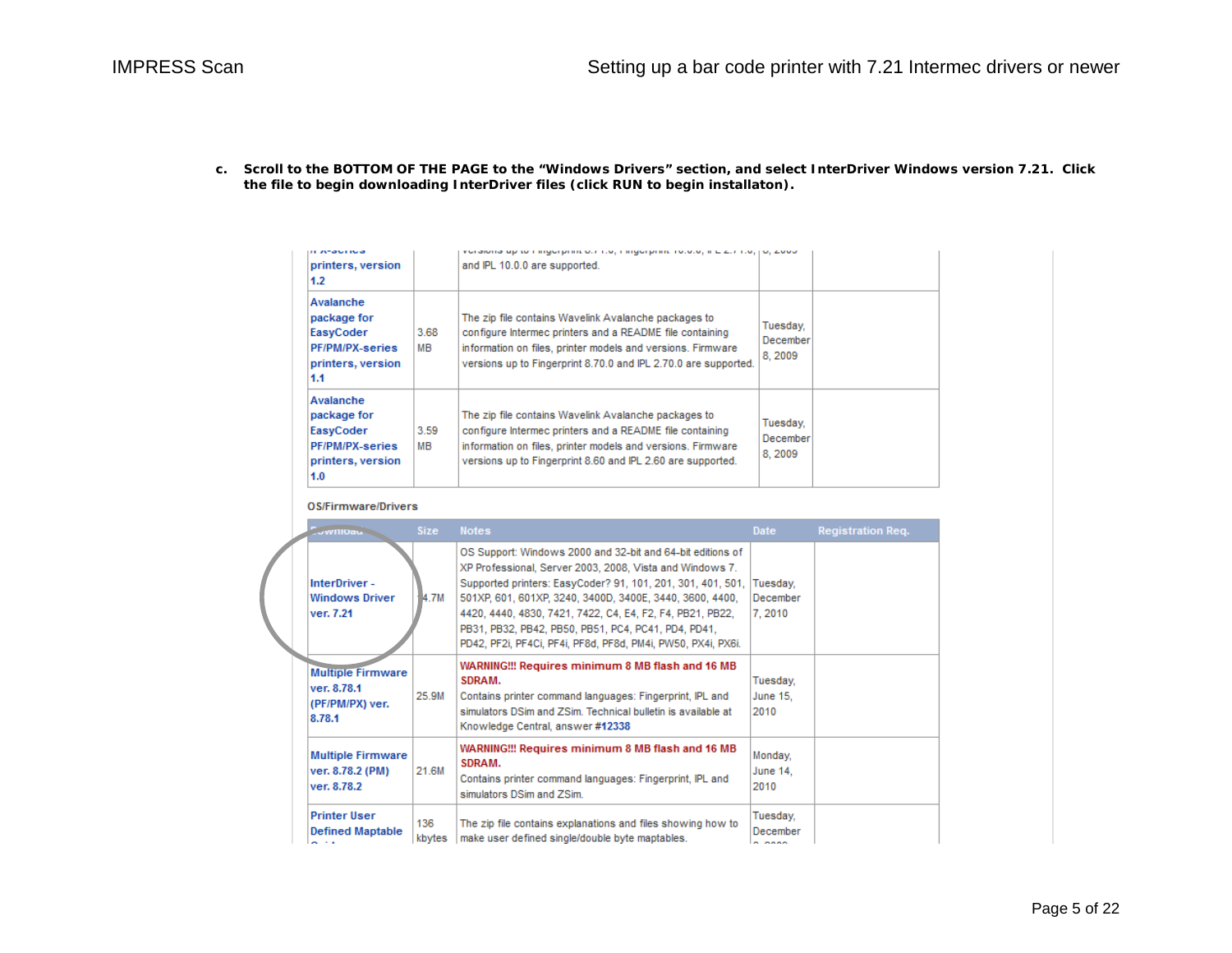c. **Scroll to the BOTTOM OF THE PAGE to the "Windows Drivers" section, and select InterDriver Windows version 7.21. Click the file to begin downloading InterDriver files (click RUN to begin installaton).**

| | | | | |
|---|---|---|---|---|
| printers, version 1.2 | | and IPL 10.0.0 are supported. | | |
| Avalanche package for EasyCoder PF/PM/PX-series printers, version 1.1 | 3.68 MB | The zip file contains Wavelink Avalanche packages to configure Intermec printers and a README file containing information on files, printer models and versions. Firmware versions up to Fingerprint 8.70.0 and IPL 2.70.0 are supported. | Tuesday, December 8, 2009 | |
| Avalanche package for EasyCoder PF/PM/PX-series printers, version 1.0 | 3.59 MB | The zip file contains Wavelink Avalanche packages to configure Intermec printers and a README file containing information on files, printer models and versions. Firmware versions up to Fingerprint 8.60 and IPL 2.60 are supported. | Tuesday, December 8, 2009 | |

OS/Firmware/Drivers

| Download | Size | Notes | Date | Registration Req. |
|---|---|---|---|---|
| InterDriver - Windows Driver ver. 7.21 | 14.7M | OS Support: Windows 2000 and 32-bit and 64-bit editions of XP Professional, Server 2003, 2008, Vista and Windows 7. Supported printers: EasyCoder? 91, 101, 201, 301, 401, 501, 501XP, 601, 601XP, 3240, 3400D, 3400E, 3440, 3600, 4400, 4420, 4440, 4830, 7421, 7422, C4, E4, F2, F4, PB21, PB22, PB31, PB32, PB42, PB50, PB51, PC4, PC41, PD4, PD41, PD42, PF2i, PF4Ci, PF4i, PF8d, PF8d, PM4i, PW50, PX4i, PX6i. | Tuesday, December 7, 2010 | |
| Multiple Firmware ver. 8.78.1 (PF/PM/PX) ver. 8.78.1 | 25.9M | **WARNING!!! Requires minimum 8 MB flash and 16 MB SDRAM.** Contains printer command languages: Fingerprint, IPL and simulators DSim and ZSim. Technical bulletin is available at Knowledge Central, answer #12338 | Tuesday, June 15, 2010 | |
| Multiple Firmware ver. 8.78.2 (PM) ver. 8.78.2 | 21.6M | **WARNING!!! Requires minimum 8 MB flash and 16 MB SDRAM.** Contains printer command languages: Fingerprint, IPL and simulators DSim and ZSim. | Monday, June 14, 2010 | |
| Printer User Defined Maptable | 136 kbytes | The zip file contains explanations and files showing how to make user defined single/double byte maptables. | Tuesday, December | |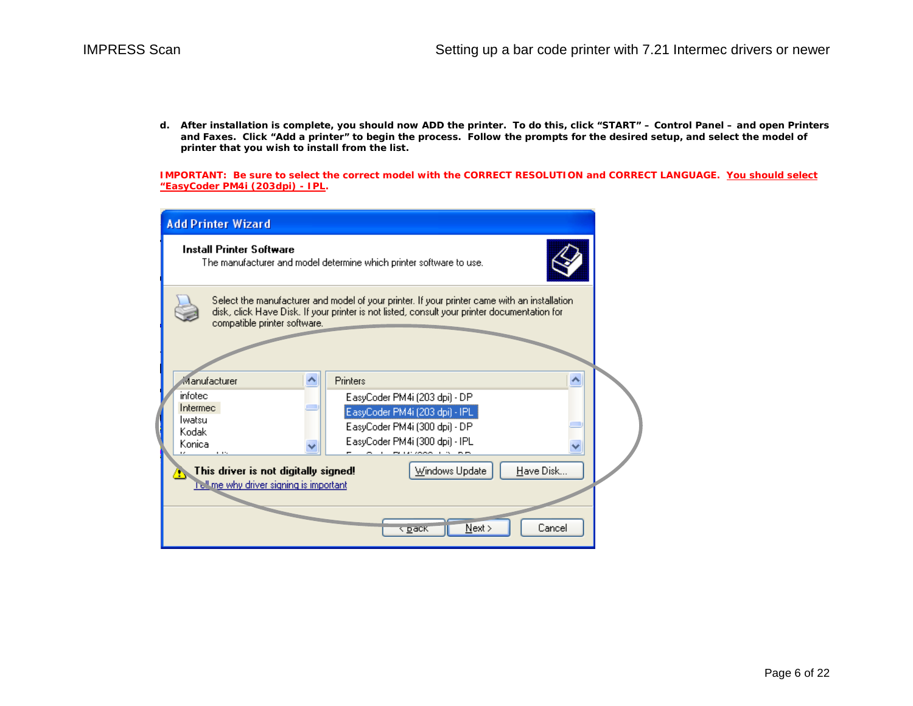d. **After installation is complete, you should now ADD the printer. To do this, click "START" – Control Panel – and open Printers and Faxes. Click "Add a printer" to begin the process. Follow the prompts for the desired setup, and select the model of printer that you wish to install from the list.**

**IMPORTANT: Be sure to select the correct model with the CORRECT RESOLUTION and CORRECT LANGUAGE. You should select "EasyCoder PM4i (203dpi) - IPL.**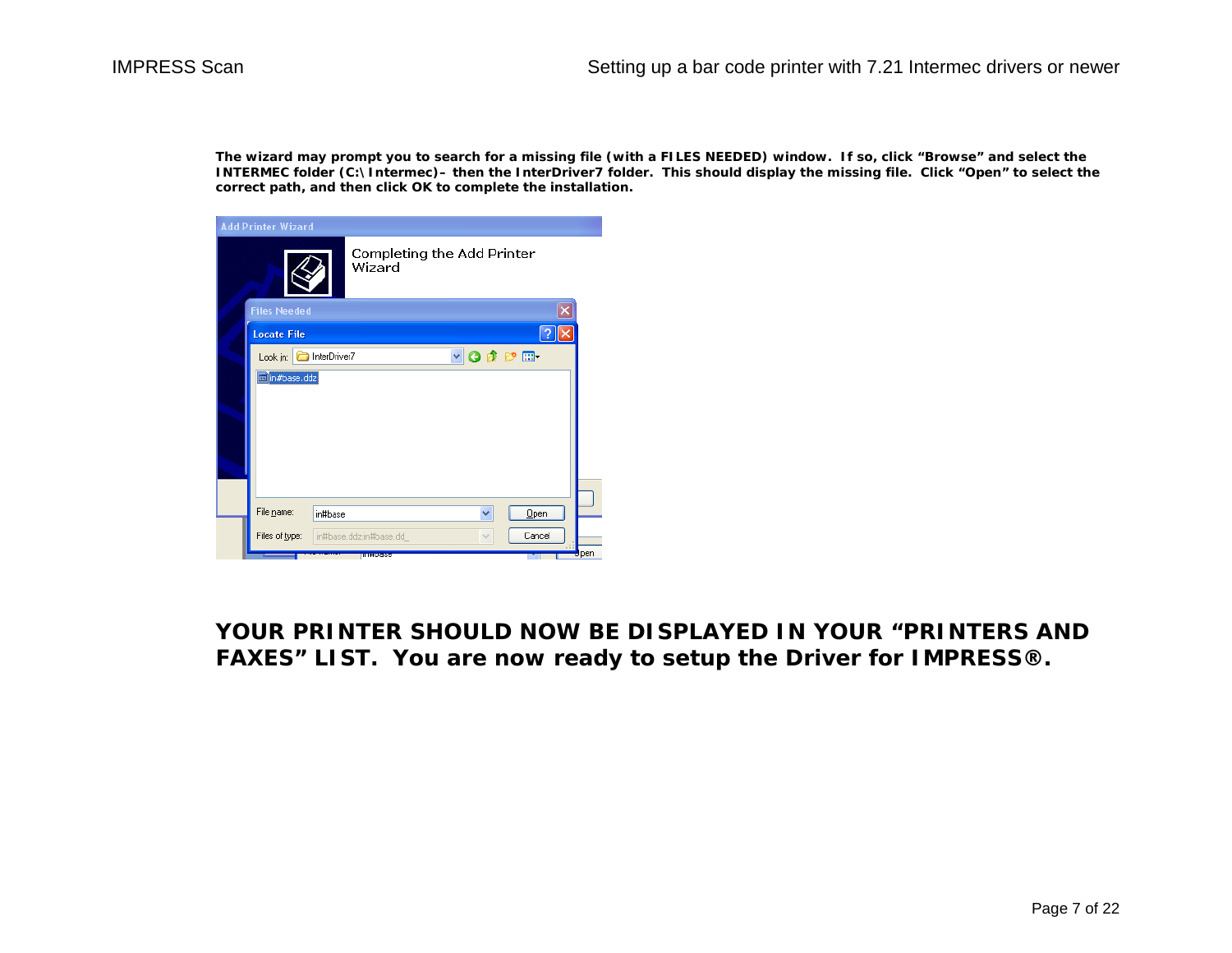**The wizard may prompt you to search for a missing file (with a FILES NEEDED) window. If so, click "Browse" and select the INTERMEC folder (C:\Intermec)– then the InterDriver7 folder. This should display the missing file. Click "Open" to select the correct path, and then click OK to complete the installation.**

**YOUR PRINTER SHOULD NOW BE DISPLAYED IN YOUR "PRINTERS AND FAXES" LIST. You are now ready to setup the Driver for IMPRESS®.**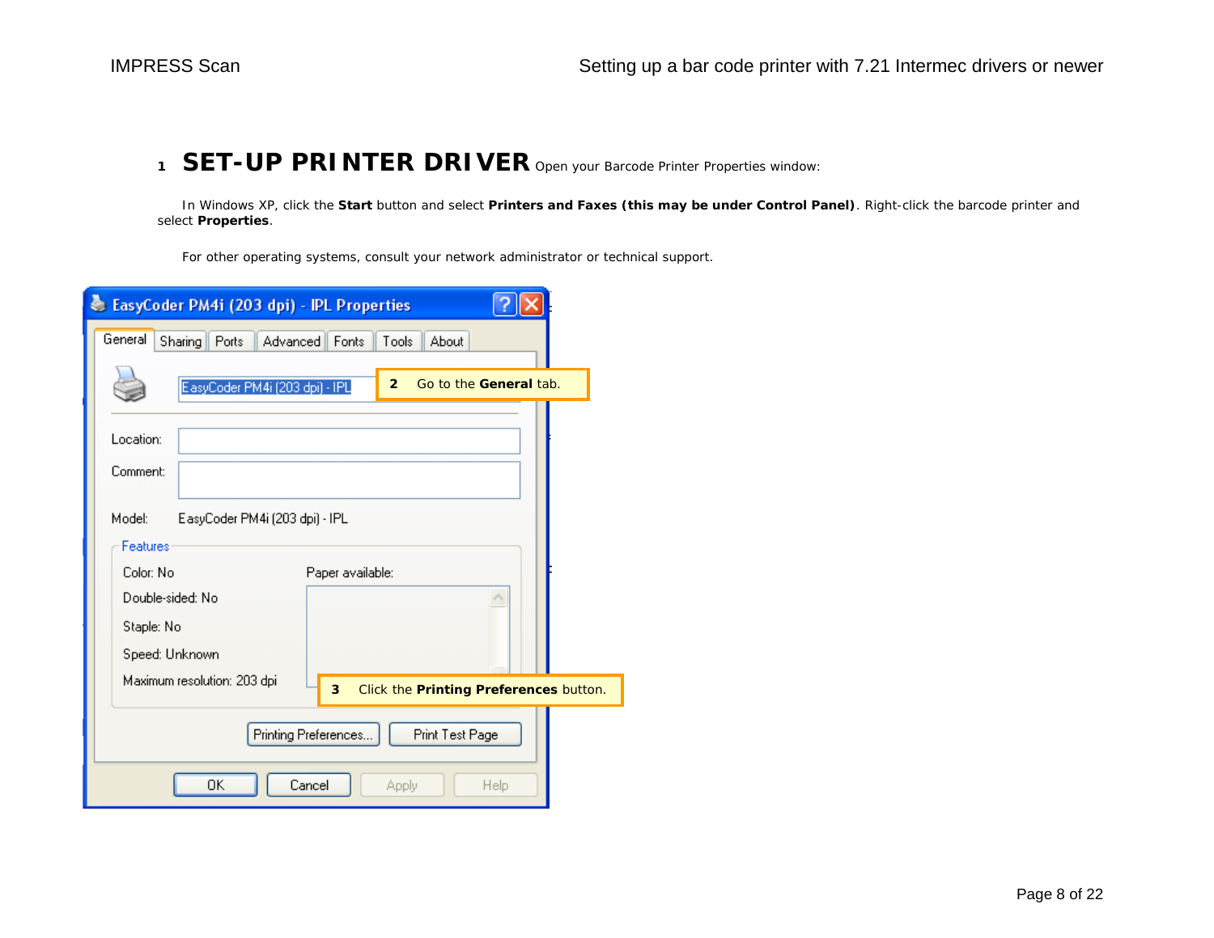# 1 SET-UP PRINTER DRIVER

Open your Barcode Printer Properties window:

In Windows XP, click the **Start** button and select **Printers and Faxes (this may be under Control Panel)**. Right-click the barcode printer and select **Properties**.

For other operating systems, consult your network administrator or technical support.

**2** Go to the **General** tab.

**3** Click the **Printing Preferences** button.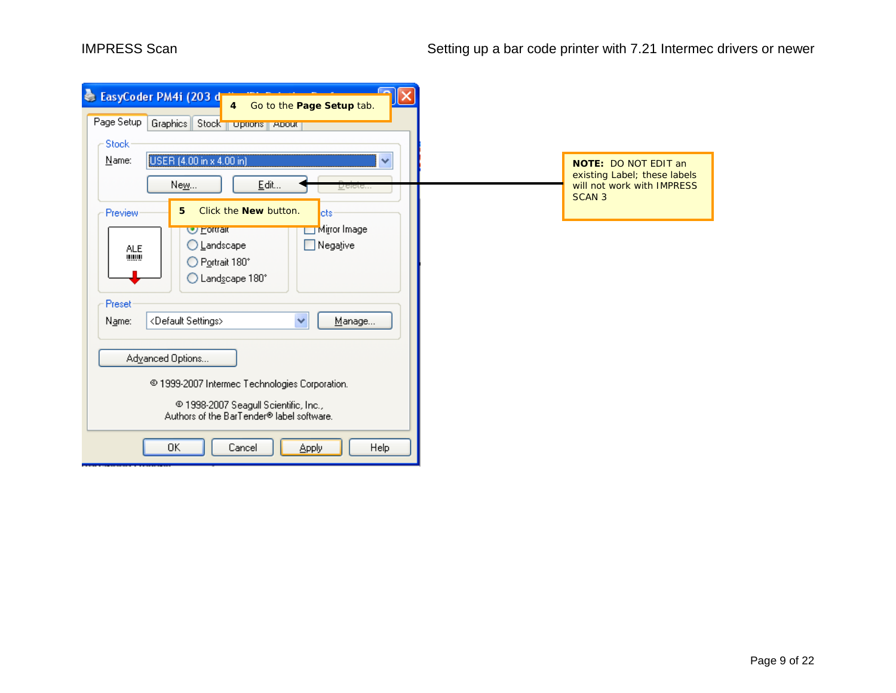4 Go to the **Page Setup** tab.

5 Click the **New** button.

**NOTE:** DO NOT EDIT an existing Label; these labels will not work with IMPRESS SCAN 3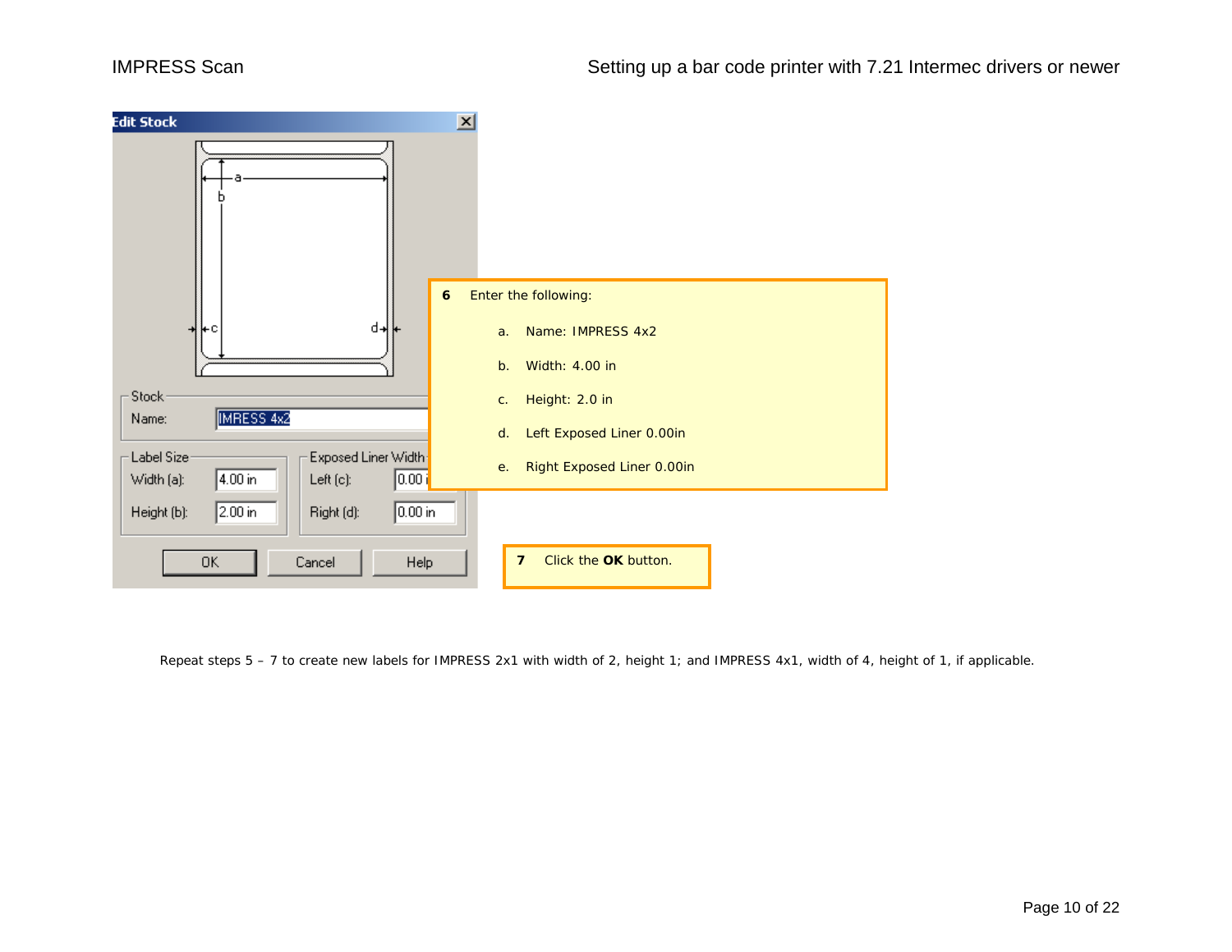6 Enter the following:

a. Name: IMPRESS 4x2

b. Width: 4.00 in

c. Height: 2.0 in

d. Left Exposed Liner 0.00in

e. Right Exposed Liner 0.00in

7 Click the **OK** button.

Repeat steps 5 – 7 to create new labels for IMPRESS 2x1 with width of 2, height 1; and IMPRESS 4x1, width of 4, height of 1, if applicable.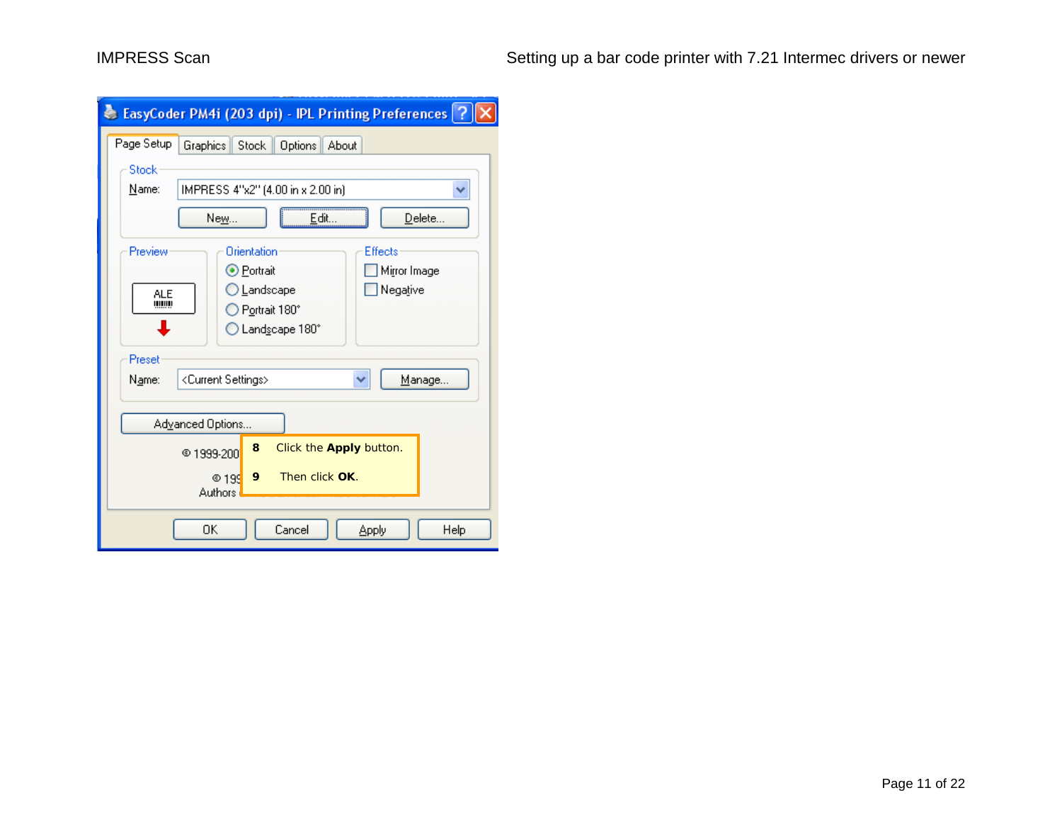8 Click the **Apply** button.

9 Then click **OK**.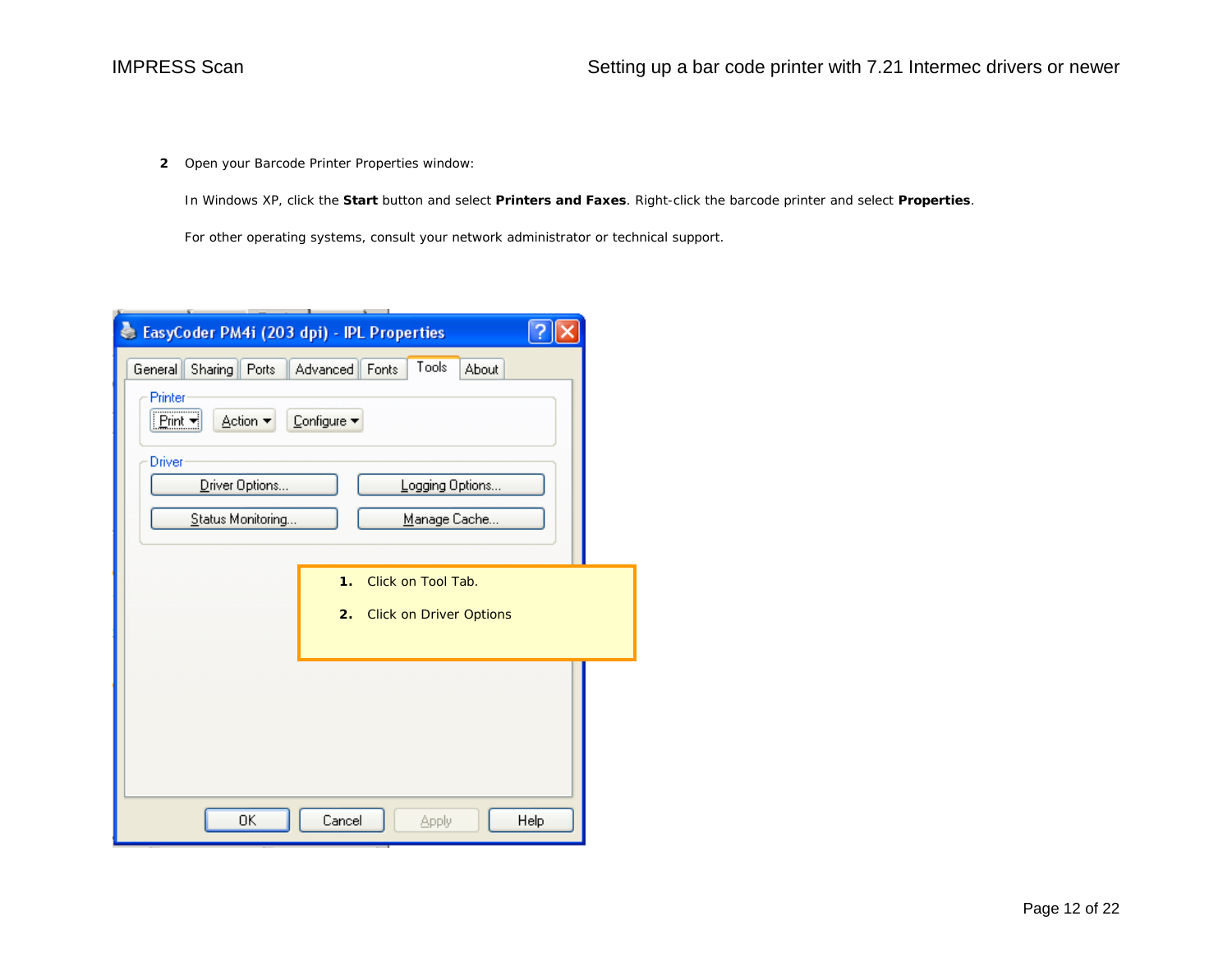**2** Open your Barcode Printer Properties window:

In Windows XP, click the **Start** button and select **Printers and Faxes**. Right-click the barcode printer and select **Properties**.

For other operating systems, consult your network administrator or technical support.

1. Click on Tool Tab.
2. Click on Driver Options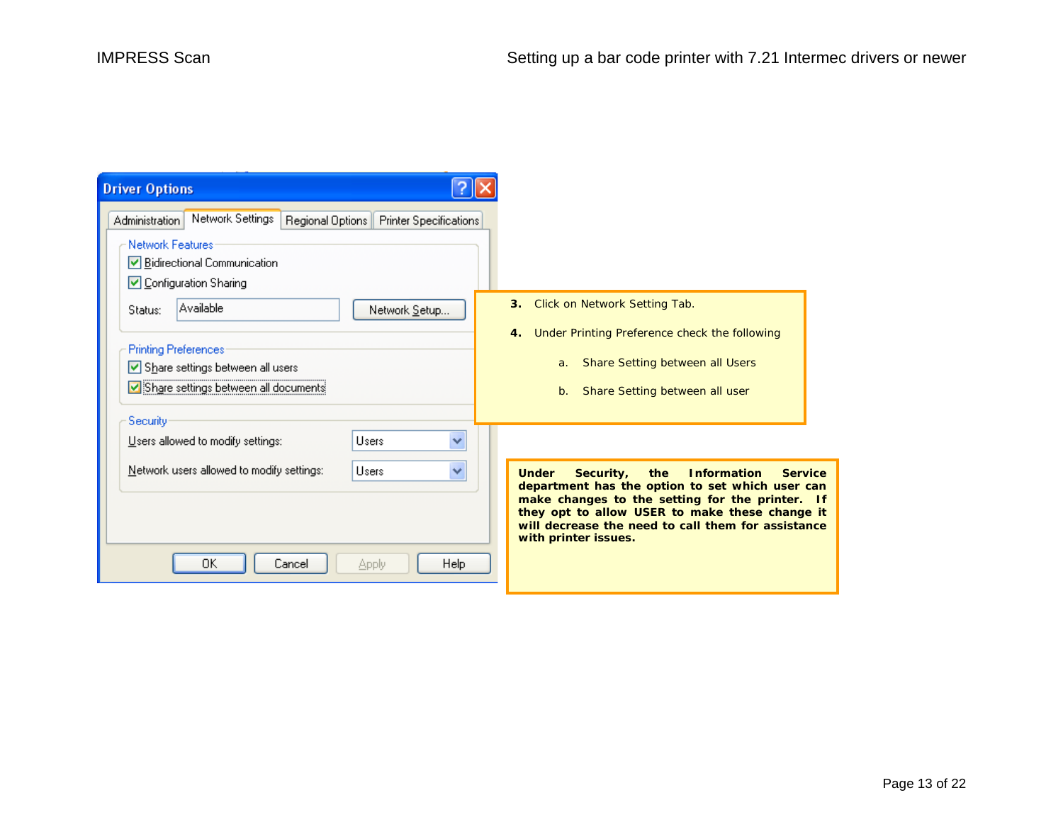Driver Options

Administration | Network Settings | Regional Options | Printer Specifications

Network Features

- [x] Bidirectional Communication
- [x] Configuration Sharing

Status: Available

Network Setup...

Printing Preferences

- [x] Share settings between all users
- [x] Share settings between all documents

Security

Users allowed to modify settings: Users

Network users allowed to modify settings: Users

OK | Cancel | Apply | Help

3. Click on Network Setting Tab.
4. Under Printing Preference check the following
   a. Share Setting between all Users
   b. Share Setting between all user

**Under Security, the Information Service department has the option to set which user can make changes to the setting for the printer. If they opt to allow USER to make these change it will decrease the need to call them for assistance with printer issues.**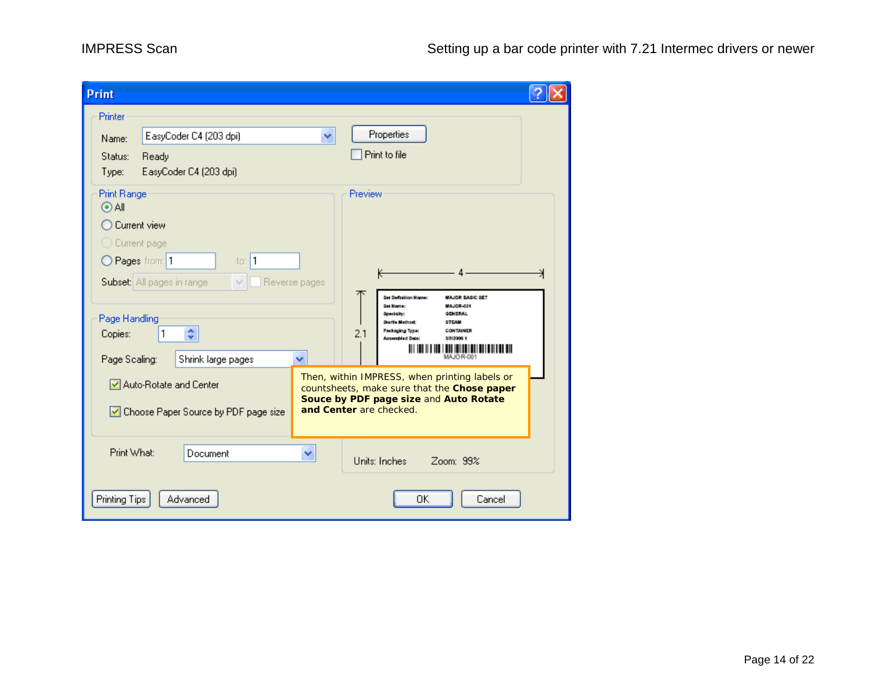Print

Printer

Name: EasyCoder C4 (203 dpi)

Status: Ready

Type: EasyCoder C4 (203 dpi)

Properties

Print to file

Print Range

- All
- Current view
- Current page
- Pages from: 1 to: 1

Subset: All pages in range

Reverse pages

Preview

Page Handling

Copies: 1

Page Scaling: Shrink large pages

Auto-Rotate and Center

Choose Paper Source by PDF page size

Print What: Document

Units: Inches Zoom: 99%

Printing Tips Advanced OK Cancel

Then, within IMPRESS, when printing labels or countsheets, make sure that the **Chose paper Souce by PDF page size** and **Auto Rotate and Center** are checked.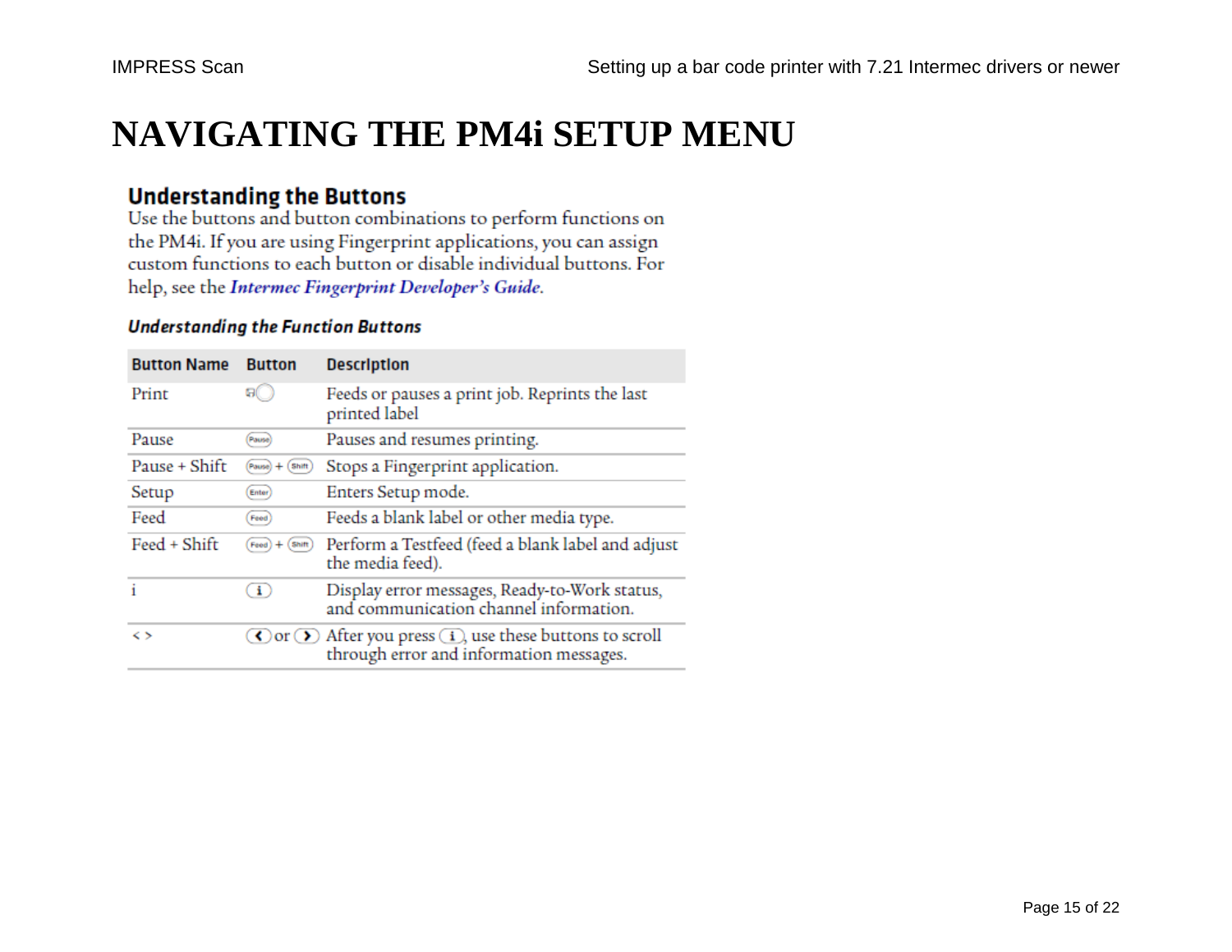# NAVIGATING THE PM4i SETUP MENU

## Understanding the Buttons

Use the buttons and button combinations to perform functions on the PM4i. If you are using Fingerprint applications, you can assign custom functions to each button or disable individual buttons. For help, see the ***Intermec Fingerprint Developer's Guide***.

### *Understanding the Function Buttons*

| Button Name | Button | Description |
|---|---|---|
| Print | | Feeds or pauses a print job. Reprints the last printed label |
| Pause | Pause | Pauses and resumes printing. |
| Pause + Shift | Pause + Shift | Stops a Fingerprint application. |
| Setup | Enter | Enters Setup mode. |
| Feed | Feed | Feeds a blank label or other media type. |
| Feed + Shift | Feed + Shift | Perform a Testfeed (feed a blank label and adjust the media feed). |
| i | i | Display error messages, Ready-to-Work status, and communication channel information. |
| < > | < or > | After you press i, use these buttons to scroll through error and information messages. |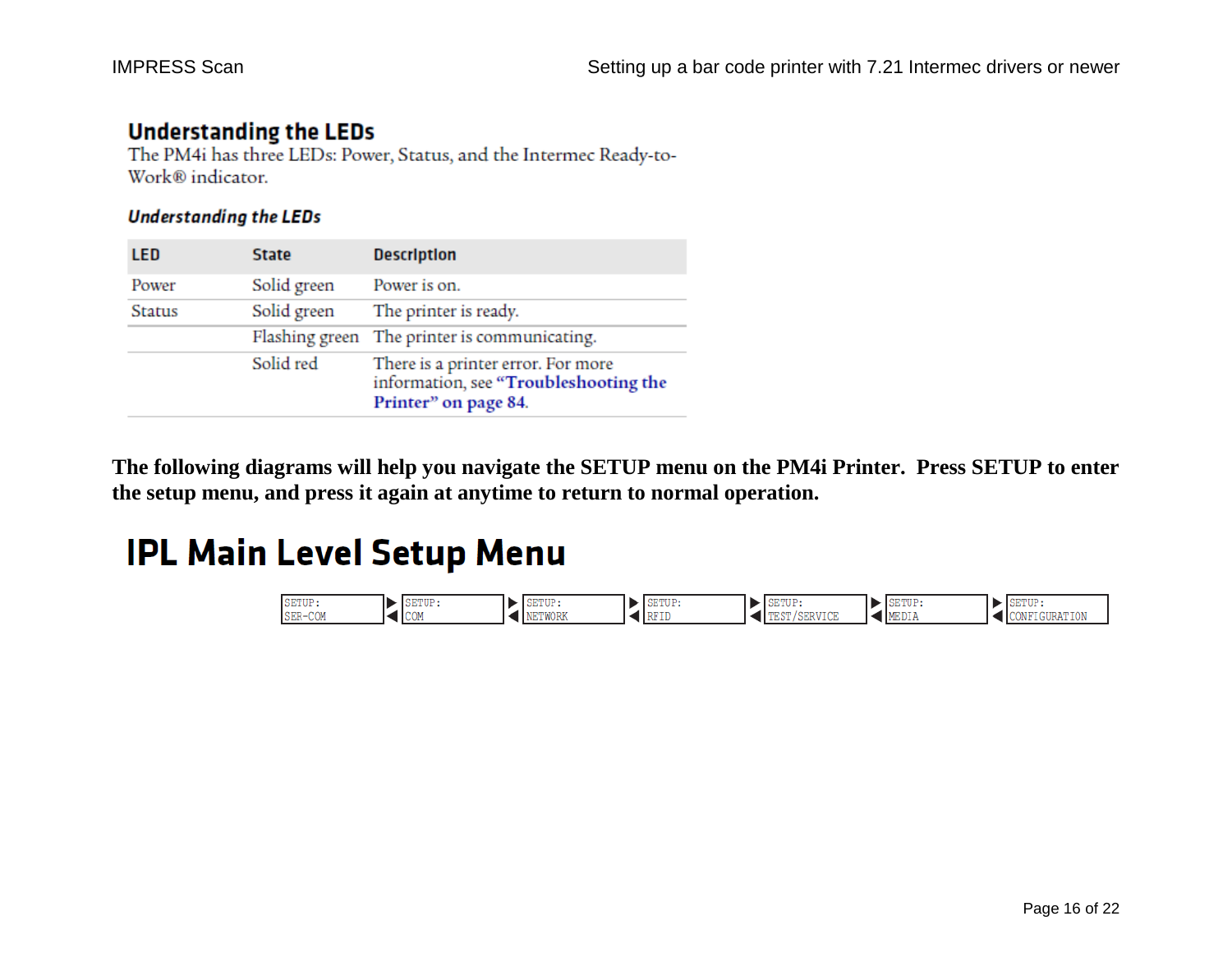## Understanding the LEDs

The PM4i has three LEDs: Power, Status, and the Intermec Ready-to-Work® indicator.

***Understanding the LEDs***

| LED | State | Description |
|---|---|---|
| Power | Solid green | Power is on. |
| Status | Solid green | The printer is ready. |
| | Flashing green | The printer is communicating. |
| | Solid red | There is a printer error. For more information, see **"Troubleshooting the Printer" on page 84**. |

**The following diagrams will help you navigate the SETUP menu on the PM4i Printer. Press SETUP to enter the setup menu, and press it again at anytime to return to normal operation.**

# IPL Main Level Setup Menu

SETUP: SER-COM ◀▶ SETUP: COM ◀▶ SETUP: NETWORK ◀▶ SETUP: RFID ◀▶ SETUP: TEST/SERVICE ◀▶ SETUP: MEDIA ◀▶ SETUP: CONFIGURATION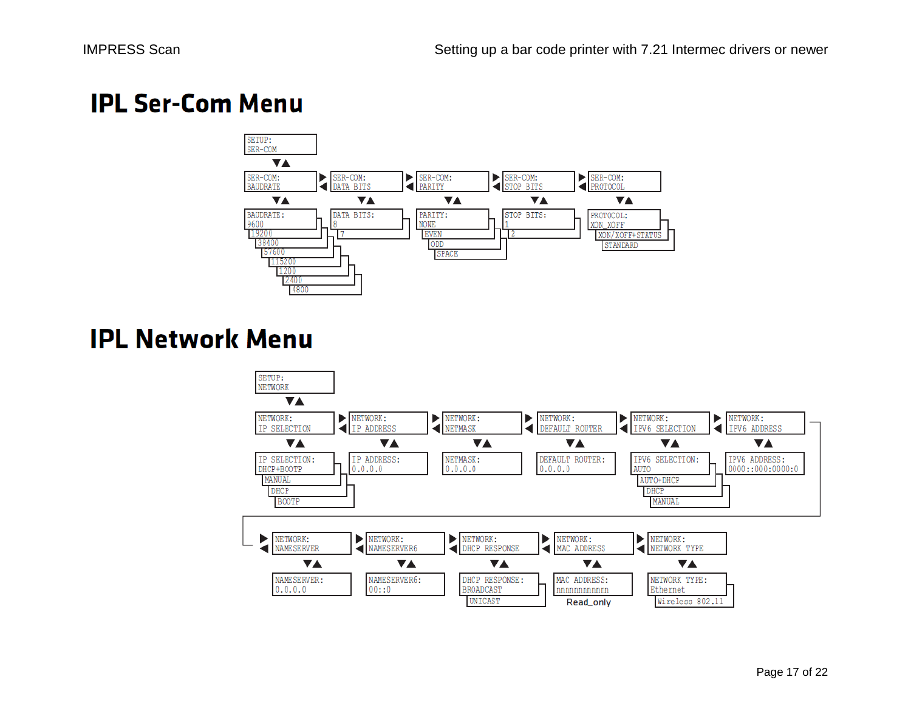# IPL Ser-Com Menu

```
SETUP:
SER-COM
  ▼▲
SER-COM:    ▶  SER-COM:    ▶  SER-COM:  ▶  SER-COM:    ▶  SER-COM:
BAUDRATE    ◀  DATA BITS   ◀  PARITY    ◀  STOP BITS   ◀  PROTOCOL
  ▼▲             ▼▲             ▼▲           ▼▲             ▼▲
BAUDRATE:      DATA BITS:     PARITY:      STOP BITS:     PROTOCOL:
9600           8              NONE         1              XON_XOFF
19200          7              EVEN         2              XON/XOFF+STATUS
38400                         ODD                         STANDARD
57600                         SPACE
115200
1200
2400
4800
```

# IPL Network Menu

```
SETUP:
NETWORK
  ▼▲
NETWORK:      ▶  NETWORK:    ▶  NETWORK:  ▶  NETWORK:        ▶  NETWORK:        ▶  NETWORK:
IP SELECTION  ◀  IP ADDRESS  ◀  NETMASK   ◀  DEFAULT ROUTER  ◀  IPV6 SELECTION  ◀  IPV6 ADDRESS
  ▼▲               ▼▲             ▼▲           ▼▲                 ▼▲                 ▼▲
IP SELECTION:    IP ADDRESS:    NETMASK:     DEFAULT ROUTER:    IPV6 SELECTION:    IPV6 ADDRESS:
DHCP+BOOTP       0.0.0.0        0.0.0.0      0.0.0.0            AUTO               0000::000:0000:0
MANUAL                                                          AUTO+DHCP
DHCP                                                            DHCP
BOOTP                                                           MANUAL

▶  NETWORK:    ▶  NETWORK:     ▶  NETWORK:       ▶  NETWORK:     ▶  NETWORK:
◀  NAMESERVER  ◀  NAMESERVER6  ◀  DHCP RESPONSE  ◀  MAC ADDRESS  ◀  NETWORK TYPE
     ▼▲             ▼▲              ▼▲                ▼▲              ▼▲
   NAMESERVER:    NAMESERVER6:    DHCP RESPONSE:    MAC ADDRESS:    NETWORK TYPE:
   0.0.0.0        00::0           BROADCAST         nnnnnnnnnnnn    Ethernet
                                  UNICAST           Read_only       Wireless 802.11
```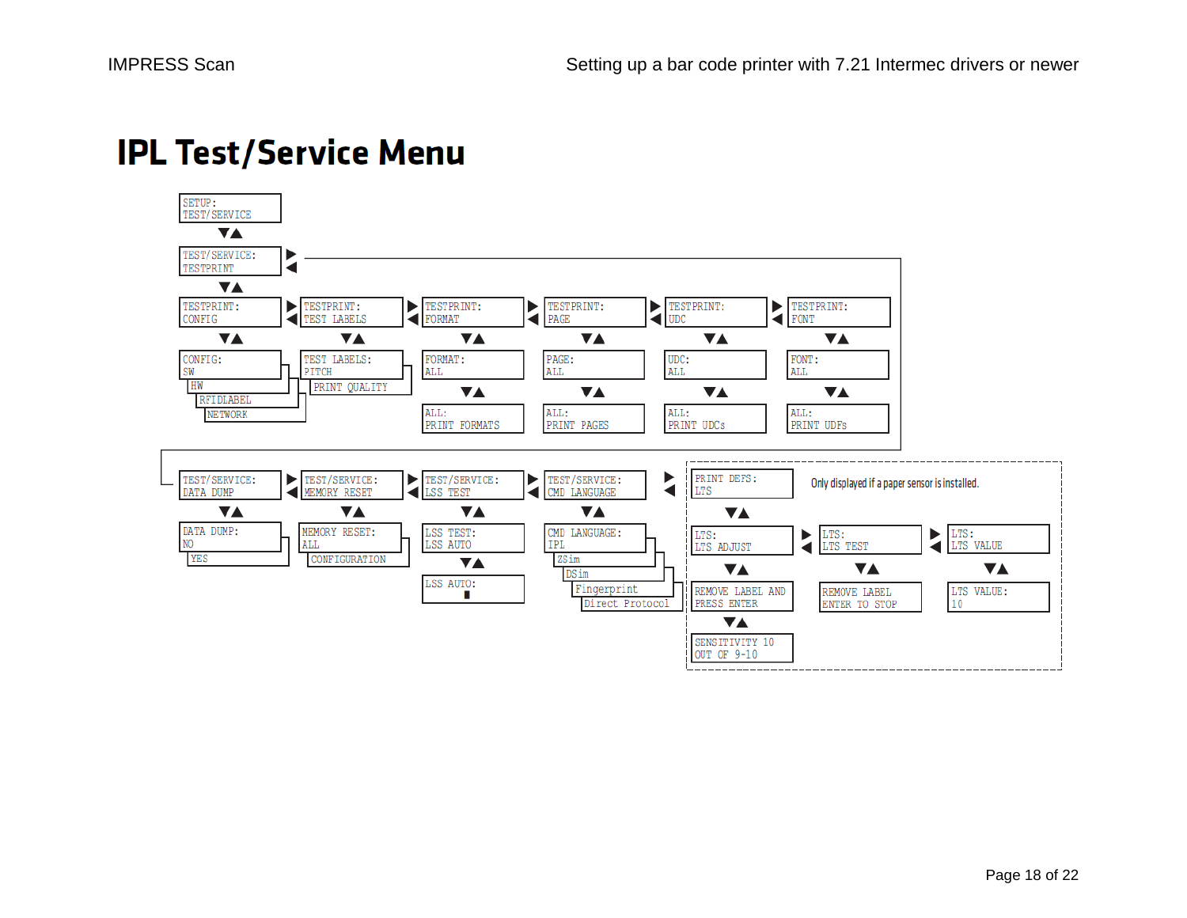# IPL Test/Service Menu

SETUP:
TEST/SERVICE

TEST/SERVICE:
TESTPRINT

TESTPRINT:
CONFIG

CONFIG:
SW

HW

RFIDLABEL

NETWORK

TESTPRINT:
TEST LABELS

TEST LABELS:
PITCH

PRINT QUALITY

TESTPRINT:
FORMAT

FORMAT:
ALL

ALL:
PRINT FORMATS

TESTPRINT:
PAGE

PAGE:
ALL

ALL:
PRINT PAGES

TESTPRINT:
UDC

UDC:
ALL

ALL:
PRINT UDCs

TESTPRINT:
FONT

FONT:
ALL

ALL:
PRINT UDFs

TEST/SERVICE:
DATA DUMP

DATA DUMP:
NO

YES

TEST/SERVICE:
MEMORY RESET

MEMORY RESET:
ALL

CONFIGURATION

TEST/SERVICE:
LSS TEST

LSS TEST:
LSS AUTO

LSS AUTO:
▮

TEST/SERVICE:
CMD LANGUAGE

CMD LANGUAGE:
IPL

ZSim

DSim

Fingerprint

Direct Protocol

PRINT DEFS:
LTS

Only displayed if a paper sensor is installed.

LTS:
LTS ADJUST

REMOVE LABEL AND
PRESS ENTER

SENSITIVITY 10
OUT OF 9-10

LTS:
LTS TEST

REMOVE LABEL
ENTER TO STOP

LTS:
LTS VALUE

LTS VALUE:
10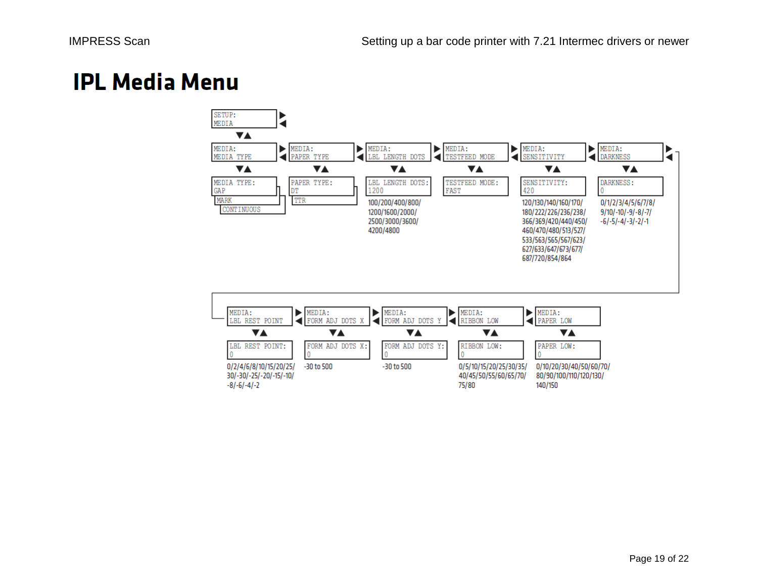# IPL Media Menu

SETUP: MEDIA

| MEDIA: MEDIA TYPE | MEDIA: PAPER TYPE | MEDIA: LBL LENGTH DOTS | MEDIA: TESTFEED MODE | MEDIA: SENSITIVITY | MEDIA: DARKNESS |
|---|---|---|---|---|---|
| MEDIA TYPE: GAP | PAPER TYPE: DT | LBL LENGTH DOTS: 1200 | TESTFEED MODE: FAST | SENSITIVITY: 420 | DARKNESS: 0 |
| MARK / CONTINUOUS | TTR | 100/200/400/800/1200/1600/2000/2500/3000/3600/4200/4800 | | 120/130/140/160/170/180/222/226/236/238/366/369/420/440/450/460/470/480/513/527/533/563/565/567/623/627/633/647/673/677/687/720/854/864 | 0/1/2/3/4/5/6/7/8/9/10/-10/-9/-8/-7/-6/-5/-4/-3/-2/-1 |

| MEDIA: LBL REST POINT | MEDIA: FORM ADJ DOTS X | MEDIA: FORM ADJ DOTS Y | MEDIA: RIBBON LOW | MEDIA: PAPER LOW |
|---|---|---|---|---|
| LBL REST POINT: 0 | FORM ADJ DOTS X: 0 | FORM ADJ DOTS Y: 0 | RIBBON LOW: 0 | PAPER LOW: 0 |
| 0/2/4/6/8/10/15/20/25/30/-30/-25/-20/-15/-10/-8/-6/-4/-2 | -30 to 500 | -30 to 500 | 0/5/10/15/20/25/30/35/40/45/50/55/60/65/70/75/80 | 0/10/20/30/40/50/60/70/80/90/100/110/120/130/140/150 |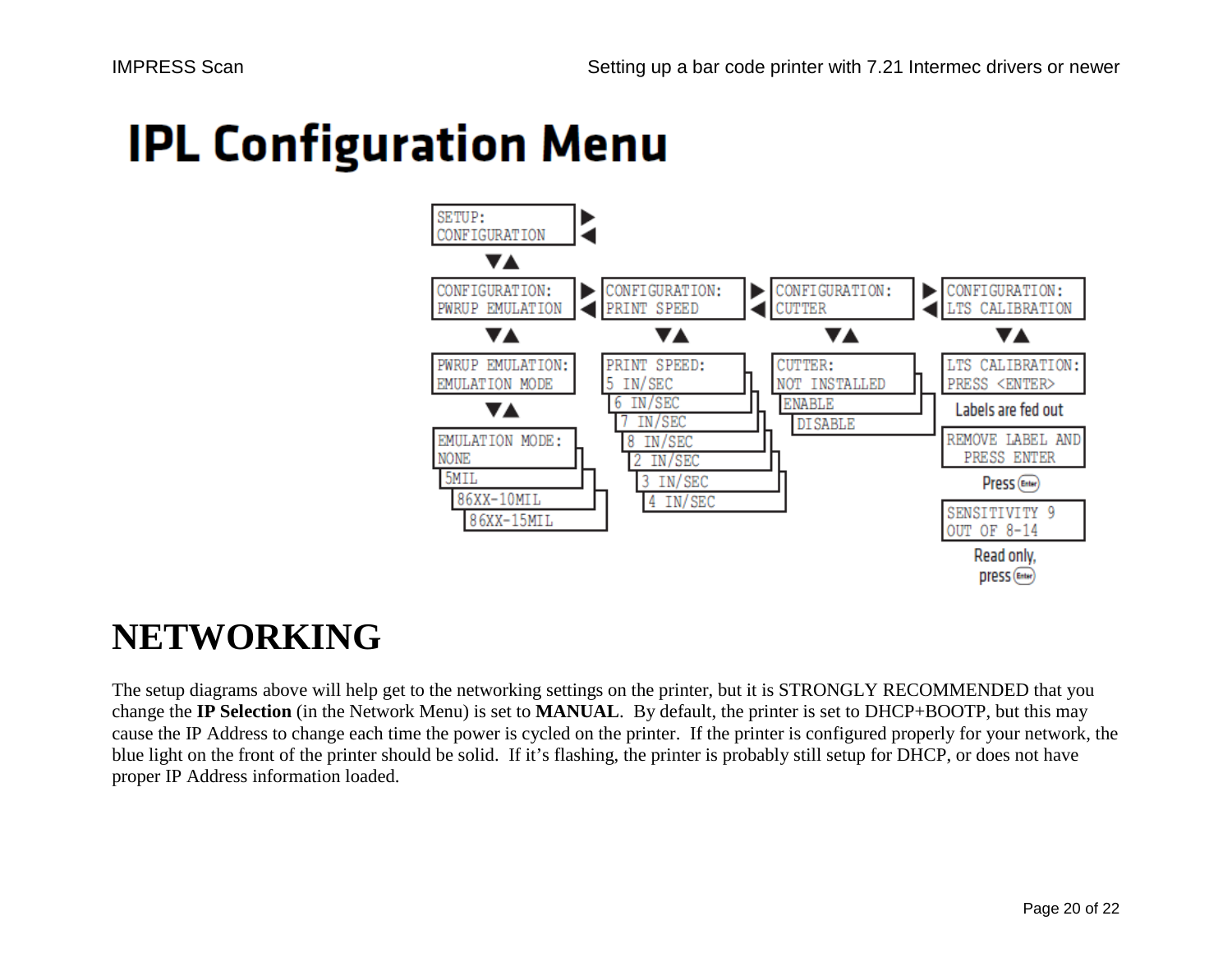# IPL Configuration Menu

SETUP:
CONFIGURATION

CONFIGURATION:
PWRUP EMULATION

CONFIGURATION:
PRINT SPEED

CONFIGURATION:
CUTTER

CONFIGURATION:
LTS CALIBRATION

PWRUP EMULATION:
EMULATION MODE

EMULATION MODE:
NONE
5MIL
86XX-10MIL
86XX-15MIL

PRINT SPEED:
5 IN/SEC
6 IN/SEC
7 IN/SEC
8 IN/SEC
2 IN/SEC
3 IN/SEC
4 IN/SEC

CUTTER:
NOT INSTALLED
ENABLE
DISABLE

LTS CALIBRATION:
PRESS <ENTER>

Labels are fed out

REMOVE LABEL AND
PRESS ENTER

Press Enter

SENSITIVITY 9
OUT OF 8-14

Read only,
press Enter

# NETWORKING

The setup diagrams above will help get to the networking settings on the printer, but it is STRONGLY RECOMMENDED that you change the **IP Selection** (in the Network Menu) is set to **MANUAL**. By default, the printer is set to DHCP+BOOTP, but this may cause the IP Address to change each time the power is cycled on the printer. If the printer is configured properly for your network, the blue light on the front of the printer should be solid. If it's flashing, the printer is probably still setup for DHCP, or does not have proper IP Address information loaded.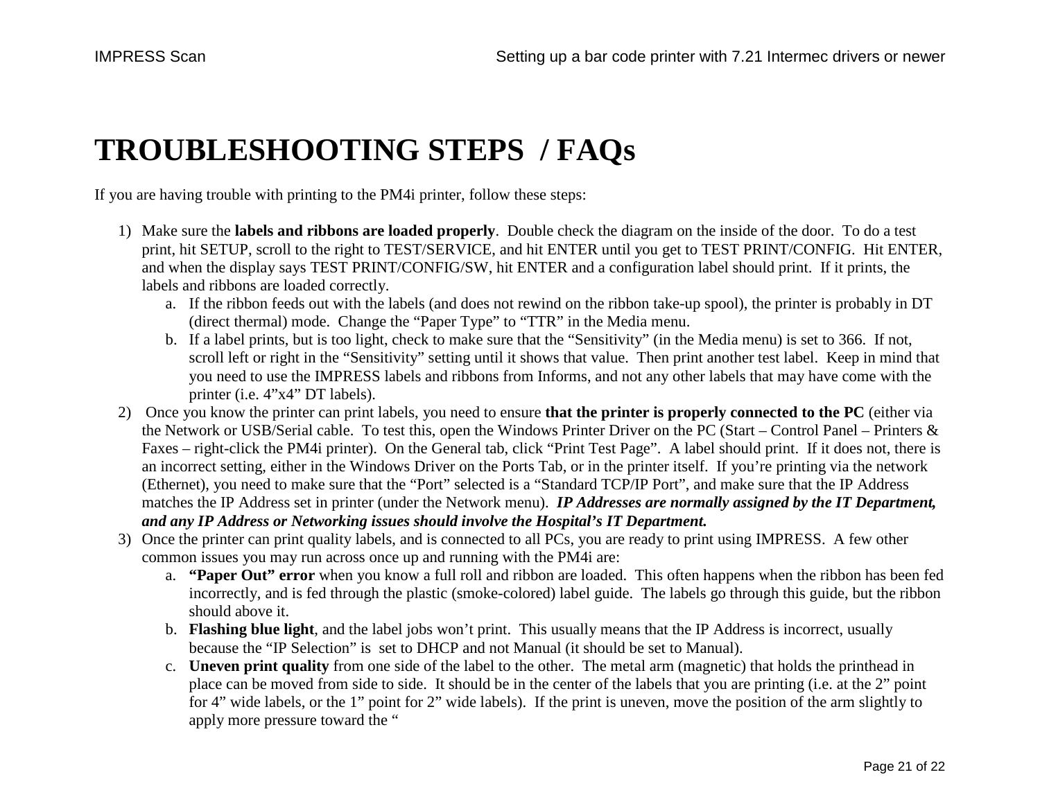# TROUBLESHOOTING STEPS / FAQs

If you are having trouble with printing to the PM4i printer, follow these steps:

1) Make sure the **labels and ribbons are loaded properly**. Double check the diagram on the inside of the door. To do a test print, hit SETUP, scroll to the right to TEST/SERVICE, and hit ENTER until you get to TEST PRINT/CONFIG. Hit ENTER, and when the display says TEST PRINT/CONFIG/SW, hit ENTER and a configuration label should print. If it prints, the labels and ribbons are loaded correctly.
   a. If the ribbon feeds out with the labels (and does not rewind on the ribbon take-up spool), the printer is probably in DT (direct thermal) mode. Change the "Paper Type" to "TTR" in the Media menu.
   b. If a label prints, but is too light, check to make sure that the "Sensitivity" (in the Media menu) is set to 366. If not, scroll left or right in the "Sensitivity" setting until it shows that value. Then print another test label. Keep in mind that you need to use the IMPRESS labels and ribbons from Informs, and not any other labels that may have come with the printer (i.e. 4"x4" DT labels).
2) Once you know the printer can print labels, you need to ensure **that the printer is properly connected to the PC** (either via the Network or USB/Serial cable. To test this, open the Windows Printer Driver on the PC (Start – Control Panel – Printers & Faxes – right-click the PM4i printer). On the General tab, click "Print Test Page". A label should print. If it does not, there is an incorrect setting, either in the Windows Driver on the Ports Tab, or in the printer itself. If you're printing via the network (Ethernet), you need to make sure that the "Port" selected is a "Standard TCP/IP Port", and make sure that the IP Address matches the IP Address set in printer (under the Network menu). ***IP Addresses are normally assigned by the IT Department, and any IP Address or Networking issues should involve the Hospital's IT Department.***
3) Once the printer can print quality labels, and is connected to all PCs, you are ready to print using IMPRESS. A few other common issues you may run across once up and running with the PM4i are:
   a. **"Paper Out" error** when you know a full roll and ribbon are loaded. This often happens when the ribbon has been fed incorrectly, and is fed through the plastic (smoke-colored) label guide. The labels go through this guide, but the ribbon should above it.
   b. **Flashing blue light**, and the label jobs won't print. This usually means that the IP Address is incorrect, usually because the "IP Selection" is set to DHCP and not Manual (it should be set to Manual).
   c. **Uneven print quality** from one side of the label to the other. The metal arm (magnetic) that holds the printhead in place can be moved from side to side. It should be in the center of the labels that you are printing (i.e. at the 2" point for 4" wide labels, or the 1" point for 2" wide labels). If the print is uneven, move the position of the arm slightly to apply more pressure toward the "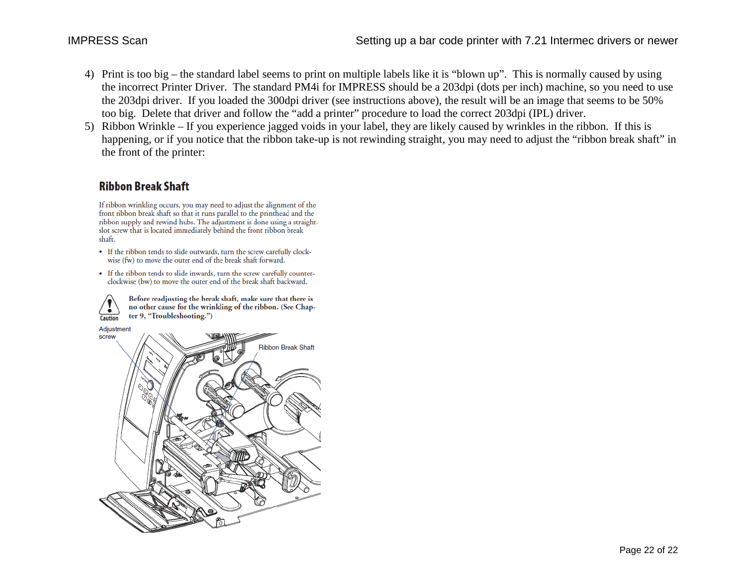4) Print is too big – the standard label seems to print on multiple labels like it is "blown up". This is normally caused by using the incorrect Printer Driver. The standard PM4i for IMPRESS should be a 203dpi (dots per inch) machine, so you need to use the 203dpi driver. If you loaded the 300dpi driver (see instructions above), the result will be an image that seems to be 50% too big. Delete that driver and follow the "add a printer" procedure to load the correct 203dpi (IPL) driver.
5) Ribbon Wrinkle – If you experience jagged voids in your label, they are likely caused by wrinkles in the ribbon. If this is happening, or if you notice that the ribbon take-up is not rewinding straight, you may need to adjust the "ribbon break shaft" in the front of the printer:

## Ribbon Break Shaft

If ribbon wrinkling occurs, you may need to adjust the alignment of the front ribbon break shaft so that it runs parallel to the printhead and the ribbon supply and rewind hubs. The adjustment is done using a straight-slot screw that is located immediately behind the front ribbon break shaft.

- If the ribbon tends to slide outwards, turn the screw carefully clockwise (fw) to move the outer end of the break shaft forward.
- If the ribbon tends to slide inwards, turn the screw carefully counter-clockwise (bw) to move the outer end of the break shaft backward.

Caution **Before readjusting the break shaft, make sure that there is no other cause for the wrinkling of the ribbon. (See Chapter 9, "Troubleshooting.")**

Adjustment screw

Ribbon Break Shaft